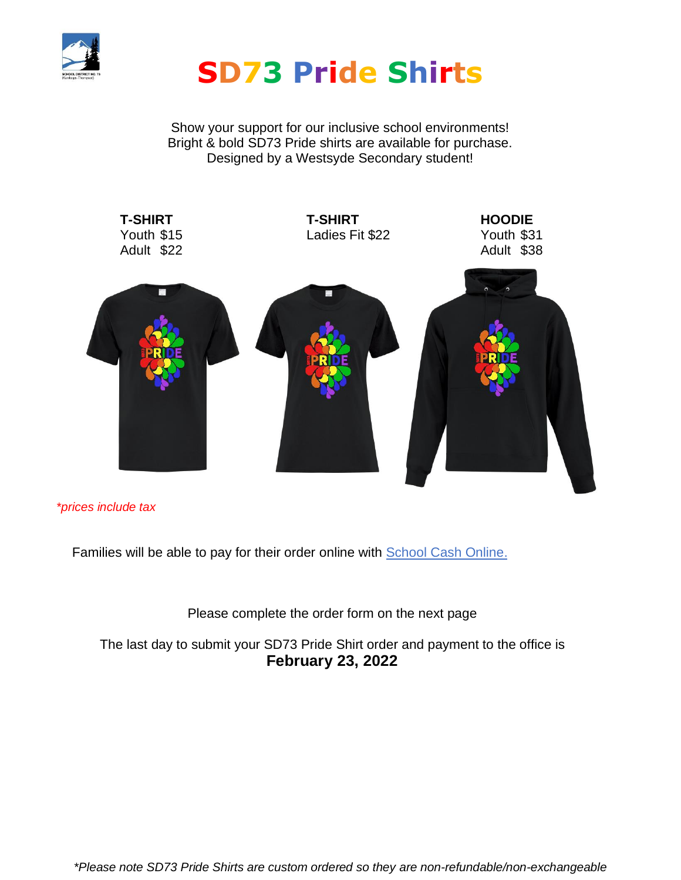# SD73 Pride Shirts

Show your support for our inclusive school environments!
Bright & bold SD73 Pride shirts are available for purchase.
Designed by a Westsyde Secondary student!

| **T-SHIRT** | **T-SHIRT** | **HOODIE** |
| --- | --- | --- |
| Youth $15 | Ladies Fit $22 | Youth $31 |
| Adult $22 | | Adult $38 |

*\*prices include tax*

Families will be able to pay for their order online with [School Cash Online.]()

Please complete the order form on the next page

The last day to submit your SD73 Pride Shirt order and payment to the office is
**February 23, 2022**

*\*Please note SD73 Pride Shirts are custom ordered so they are non-refundable/non-exchangeable*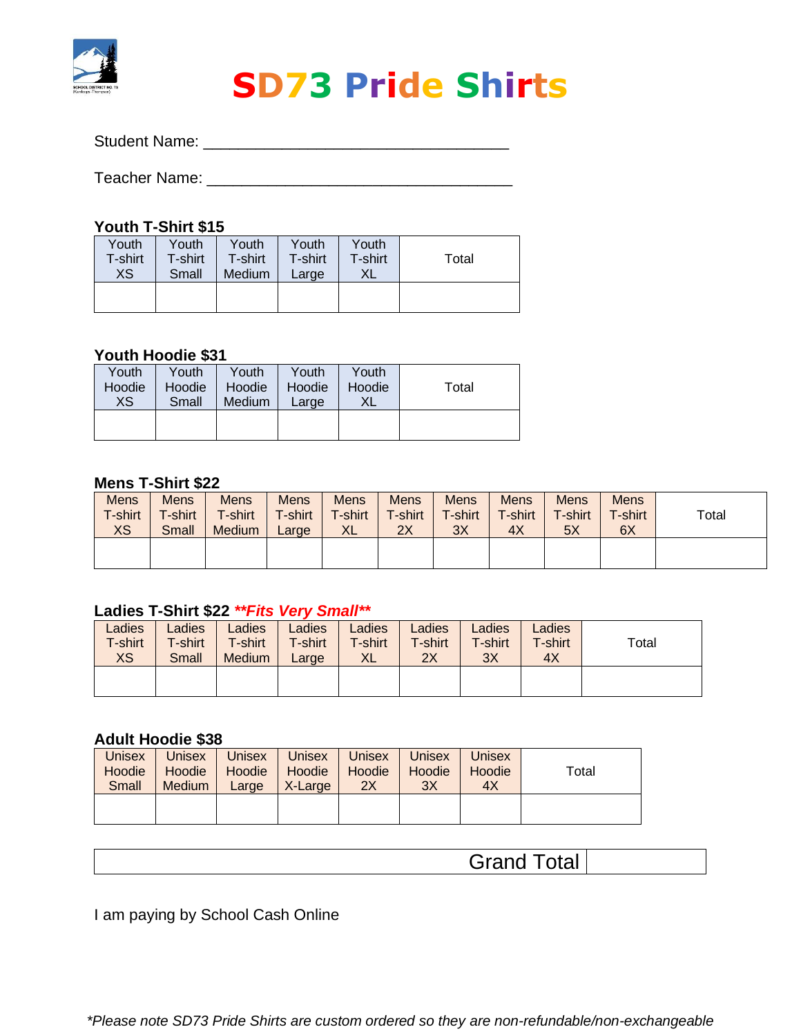# SD73 Pride Shirts

Student Name: ___________________________________

Teacher Name: ___________________________________

**Youth T-Shirt $15**

| Youth T-shirt XS | Youth T-shirt Small | Youth T-shirt Medium | Youth T-shirt Large | Youth T-shirt XL | Total |
|---|---|---|---|---|---|
| | | | | | |

**Youth Hoodie $31**

| Youth Hoodie XS | Youth Hoodie Small | Youth Hoodie Medium | Youth Hoodie Large | Youth Hoodie XL | Total |
|---|---|---|---|---|---|
| | | | | | |

**Mens T-Shirt $22**

| Mens T-shirt XS | Mens T-shirt Small | Mens T-shirt Medium | Mens T-shirt Large | Mens T-shirt XL | Mens T-shirt 2X | Mens T-shirt 3X | Mens T-shirt 4X | Mens T-shirt 5X | Mens T-shirt 6X | Total |
|---|---|---|---|---|---|---|---|---|---|---|
| | | | | | | | | | | |

**Ladies T-Shirt $22** ***\*\*Fits Very Small\*\****

| Ladies T-shirt XS | Ladies T-shirt Small | Ladies T-shirt Medium | Ladies T-shirt Large | Ladies T-shirt XL | Ladies T-shirt 2X | Ladies T-shirt 3X | Ladies T-shirt 4X | Total |
|---|---|---|---|---|---|---|---|---|
| | | | | | | | | |

**Adult Hoodie $38**

| Unisex Hoodie Small | Unisex Hoodie Medium | Unisex Hoodie Large | Unisex Hoodie X-Large | Unisex Hoodie 2X | Unisex Hoodie 3X | Unisex Hoodie 4X | Total |
|---|---|---|---|---|---|---|---|
| | | | | | | | |

| | |
|---|---|
| Grand Total | |

I am paying by School Cash Online

*\*Please note SD73 Pride Shirts are custom ordered so they are non-refundable/non-exchangeable*